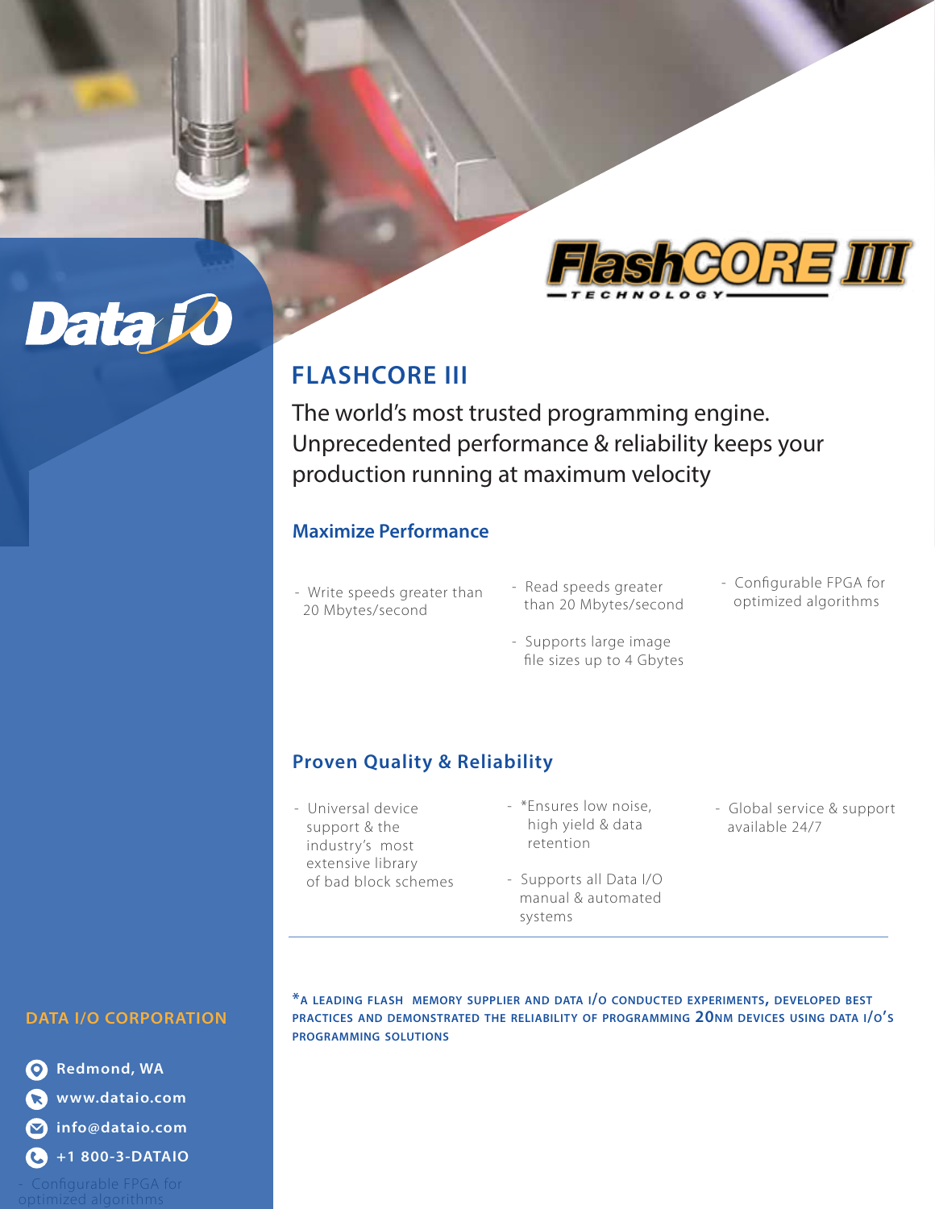Data I/O

FlashCORE III TECHNOLOGY

# FLASHCORE III

The world's most trusted programming engine. Unprecedented performance & reliability keeps your production running at maximum velocity

## Maximize Performance

- Write speeds greater than 20 Mbytes/second
- Read speeds greater than 20 Mbytes/second
- Supports large image file sizes up to 4 Gbytes
- Configurable FPGA for optimized algorithms

## Proven Quality & Reliability

- Universal device support & the industry's most extensive library of bad block schemes
- *Ensures low noise, high yield & data retention
- Supports all Data I/O manual & automated systems
- Global service & support available 24/7

*A LEADING FLASH MEMORY SUPPLIER AND DATA I/O CONDUCTED EXPERIMENTS, DEVELOPED BEST PRACTICES AND DEMONSTRATED THE RELIABILITY OF PROGRAMMING 20NM DEVICES USING DATA I/O'S PROGRAMMING SOLUTIONS

**DATA I/O CORPORATION**

- Redmond, WA
- www.dataio.com
- info@dataio.com
- +1 800-3-DATAIO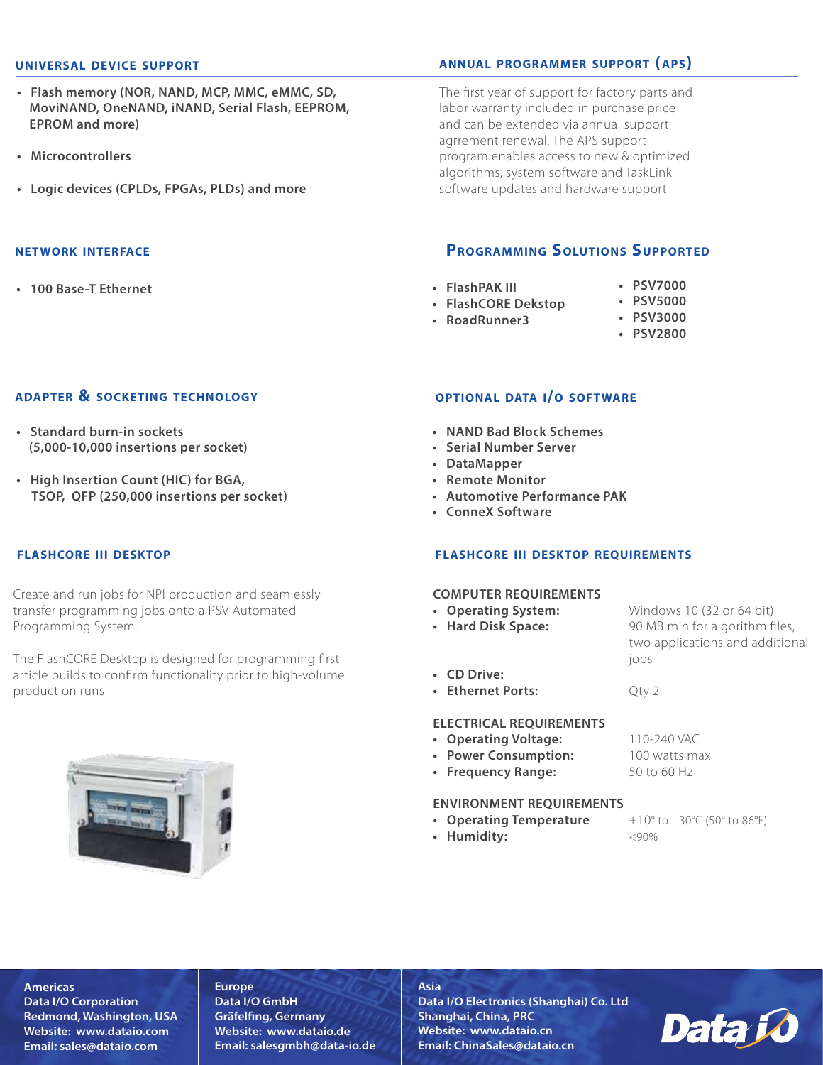## UNIVERSAL DEVICE SUPPORT

- **Flash memory (NOR, NAND, MCP, MMC, eMMC, SD, MoviNAND, OneNAND, iNAND, Serial Flash, EEPROM, EPROM and more)**
- **Microcontrollers**
- **Logic devices (CPLDs, FPGAs, PLDs) and more**

## ANNUAL PROGRAMMER SUPPORT (APS)

The first year of support for factory parts and labor warranty included in purchase price and can be extended via annual support agrrement renewal. The APS support program enables access to new & optimized algorithms, system software and TaskLink software updates and hardware support

## NETWORK INTERFACE

- **100 Base-T Ethernet**

## PROGRAMMING SOLUTIONS SUPPORTED

- **FlashPAK III**
- **FlashCORE Dekstop**
- **RoadRunner3**
- **PSV7000**
- **PSV5000**
- **PSV3000**
- **PSV2800**

## ADAPTER & SOCKETING TECHNOLOGY

- **Standard burn-in sockets (5,000-10,000 insertions per socket)**
- **High Insertion Count (HIC) for BGA, TSOP, QFP (250,000 insertions per socket)**

## OPTIONAL DATA I/O SOFTWARE

- **NAND Bad Block Schemes**
- **Serial Number Server**
- **DataMapper**
- **Remote Monitor**
- **Automotive Performance PAK**
- **ConneX Software**

## FLASHCORE III DESKTOP

Create and run jobs for NPI production and seamlessly transfer programming jobs onto a PSV Automated Programming System.

The FlashCORE Desktop is designed for programming first article builds to confirm functionality prior to high-volume production runs

## FLASHCORE III DESKTOP REQUIREMENTS

**COMPUTER REQUIREMENTS**

- **Operating System:** Windows 10 (32 or 64 bit)
- **Hard Disk Space:** 90 MB min for algorithm files, two applications and additional jobs
- **CD Drive:**
- **Ethernet Ports:** Qty 2

**ELECTRICAL REQUIREMENTS**

- **Operating Voltage:** 110-240 VAC
- **Power Consumption:** 100 watts max
- **Frequency Range:** 50 to 60 Hz

**ENVIRONMENT REQUIREMENTS**

- **Operating Temperature** +10° to +30°C (50° to 86°F)
- **Humidity:** <90%

**Americas**
**Data I/O Corporation**
**Redmond, Washington, USA**
**Website: www.dataio.com**
**Email: sales@dataio.com**

**Europe**
**Data I/O GmbH**
**Gräfelfing, Germany**
**Website: www.dataio.de**
**Email: salesgmbh@data-io.de**

**Asia**
**Data I/O Electronics (Shanghai) Co. Ltd**
**Shanghai, China, PRC**
**Website: www.dataio.cn**
**Email: ChinaSales@dataio.cn**

Data I/O